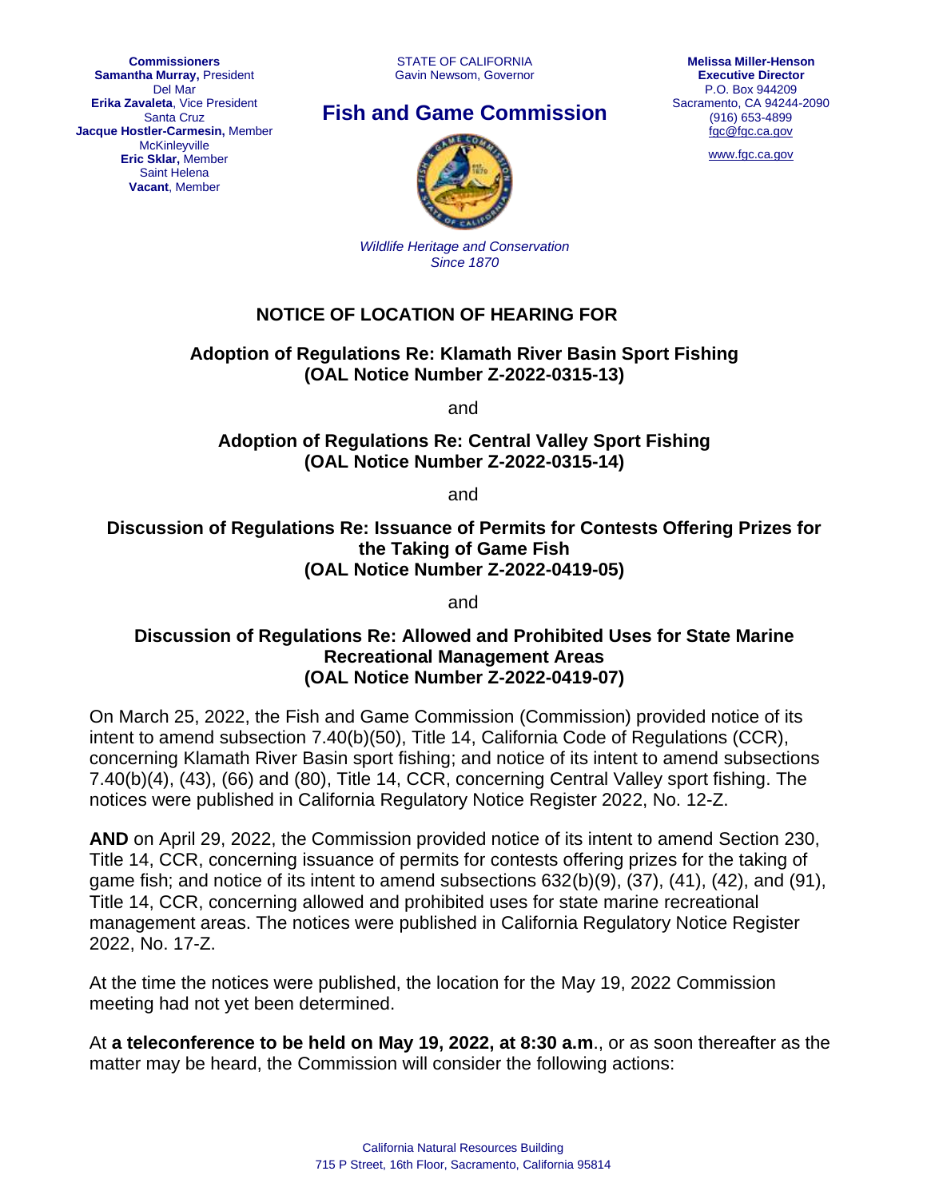**Commissioners**
**Samantha Murray,** President
Del Mar
**Erika Zavaleta**, Vice President
Santa Cruz
**Jacque Hostler-Carmesin,** Member
McKinleyville
**Eric Sklar,** Member
Saint Helena
**Vacant**, Member

STATE OF CALIFORNIA
Gavin Newsom, Governor

## Fish and Game Commission

*Wildlife Heritage and Conservation*
*Since 1870*

**Melissa Miller-Henson**
**Executive Director**
P.O. Box 944209
Sacramento, CA 94244-2090
(916) 653-4899
fgc@fgc.ca.gov

www.fgc.ca.gov

# NOTICE OF LOCATION OF HEARING FOR

**Adoption of Regulations Re: Klamath River Basin Sport Fishing**
**(OAL Notice Number Z-2022-0315-13)**

and

**Adoption of Regulations Re: Central Valley Sport Fishing**
**(OAL Notice Number Z-2022-0315-14)**

and

**Discussion of Regulations Re: Issuance of Permits for Contests Offering Prizes for the Taking of Game Fish**
**(OAL Notice Number Z-2022-0419-05)**

and

**Discussion of Regulations Re: Allowed and Prohibited Uses for State Marine Recreational Management Areas**
**(OAL Notice Number Z-2022-0419-07)**

On March 25, 2022, the Fish and Game Commission (Commission) provided notice of its intent to amend subsection 7.40(b)(50), Title 14, California Code of Regulations (CCR), concerning Klamath River Basin sport fishing; and notice of its intent to amend subsections 7.40(b)(4), (43), (66) and (80), Title 14, CCR, concerning Central Valley sport fishing. The notices were published in California Regulatory Notice Register 2022, No. 12-Z.

**AND** on April 29, 2022, the Commission provided notice of its intent to amend Section 230, Title 14, CCR, concerning issuance of permits for contests offering prizes for the taking of game fish; and notice of its intent to amend subsections 632(b)(9), (37), (41), (42), and (91), Title 14, CCR, concerning allowed and prohibited uses for state marine recreational management areas. The notices were published in California Regulatory Notice Register 2022, No. 17-Z.

At the time the notices were published, the location for the May 19, 2022 Commission meeting had not yet been determined.

At **a teleconference to be held on May 19, 2022, at 8:30 a.m**., or as soon thereafter as the matter may be heard, the Commission will consider the following actions:

California Natural Resources Building
715 P Street, 16th Floor, Sacramento, California 95814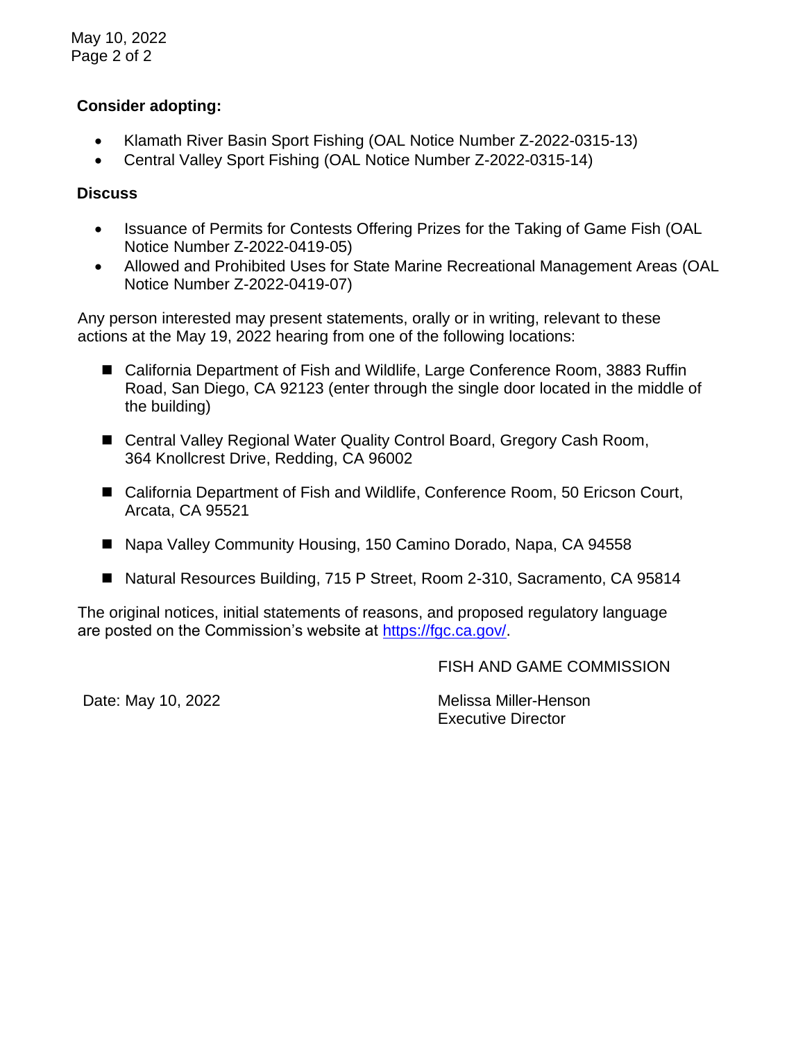**Consider adopting:**

- Klamath River Basin Sport Fishing (OAL Notice Number Z-2022-0315-13)
- Central Valley Sport Fishing (OAL Notice Number Z-2022-0315-14)

**Discuss**

- Issuance of Permits for Contests Offering Prizes for the Taking of Game Fish (OAL Notice Number Z-2022-0419-05)
- Allowed and Prohibited Uses for State Marine Recreational Management Areas (OAL Notice Number Z-2022-0419-07)

Any person interested may present statements, orally or in writing, relevant to these actions at the May 19, 2022 hearing from one of the following locations:

- California Department of Fish and Wildlife, Large Conference Room, 3883 Ruffin Road, San Diego, CA 92123 (enter through the single door located in the middle of the building)
- Central Valley Regional Water Quality Control Board, Gregory Cash Room, 364 Knollcrest Drive, Redding, CA 96002
- California Department of Fish and Wildlife, Conference Room, 50 Ericson Court, Arcata, CA 95521
- Napa Valley Community Housing, 150 Camino Dorado, Napa, CA 94558
- Natural Resources Building, 715 P Street, Room 2-310, Sacramento, CA 95814

The original notices, initial statements of reasons, and proposed regulatory language are posted on the Commission's website at [https://fgc.ca.gov/](https://fgc.ca.gov/).

FISH AND GAME COMMISSION

Date: May 10, 2022

Melissa Miller-Henson
Executive Director